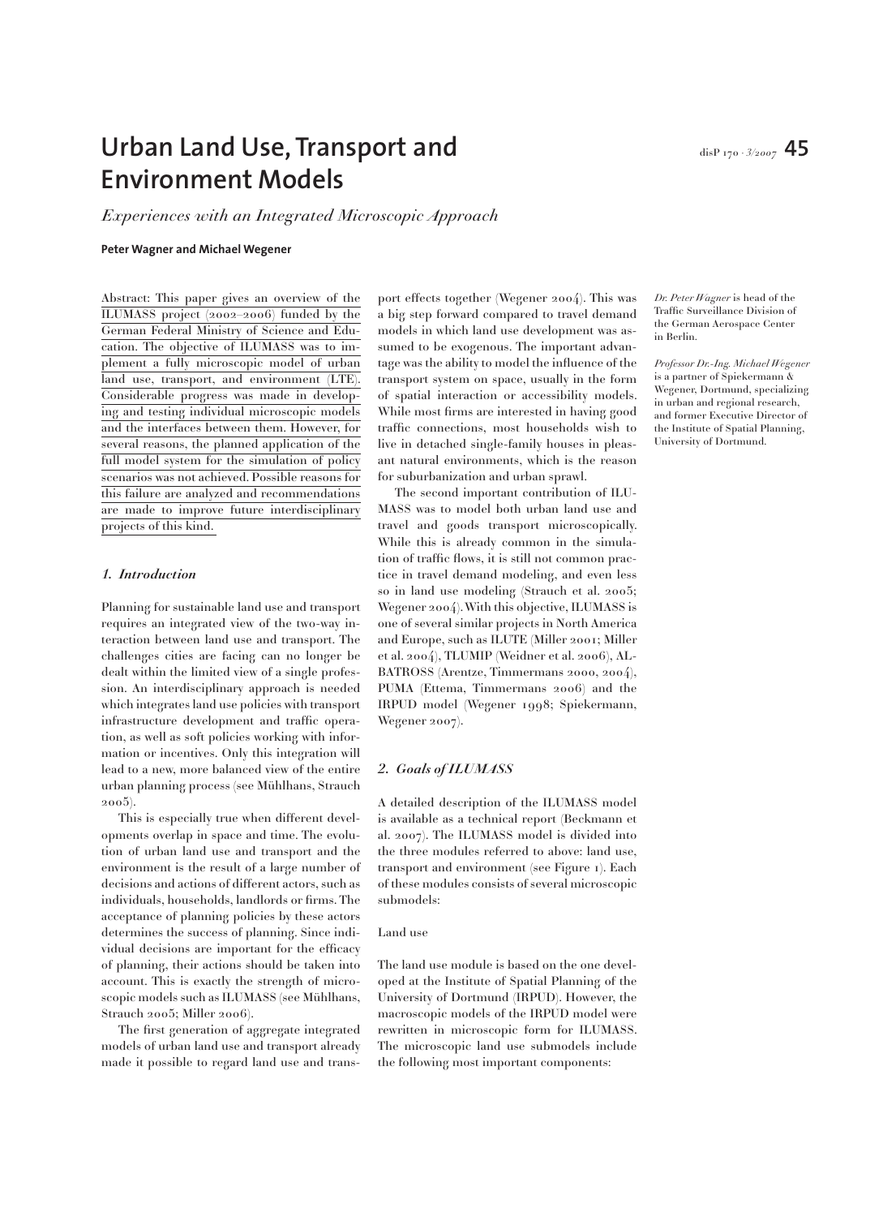# Urban Land Use, Transport and Environment Models

*Experiences with an Integrated Microscopic Approach*

**Peter Wagner and Michael Wegener**

*Dr. Peter Wagner* is head of the Traffic Surveillance Division of the German Aerospace Center in Berlin.

*Professor Dr.-Ing. Michael Wegener* is a partner of Spiekermann & Wegener, Dortmund, specializing in urban and regional research, and former Executive Director of the Institute of Spatial Planning, University of Dortmund.

Abstract: This paper gives an overview of the ILUMASS project (2002–2006) funded by the German Federal Ministry of Science and Education. The objective of ILUMASS was to implement a fully microscopic model of urban land use, transport, and environment (LTE). Considerable progress was made in developing and testing individual microscopic models and the interfaces between them. However, for several reasons, the planned application of the full model system for the simulation of policy scenarios was not achieved. Possible reasons for this failure are analyzed and recommendations are made to improve future interdisciplinary projects of this kind.

## *1. Introduction*

Planning for sustainable land use and transport requires an integrated view of the two-way interaction between land use and transport. The challenges cities are facing can no longer be dealt within the limited view of a single profession. An interdisciplinary approach is needed which integrates land use policies with transport infrastructure development and traffic operation, as well as soft policies working with information or incentives. Only this integration will lead to a new, more balanced view of the entire urban planning process (see Mühlhans, Strauch 2005).

This is especially true when different developments overlap in space and time. The evolution of urban land use and transport and the environment is the result of a large number of decisions and actions of different actors, such as individuals, households, landlords or firms. The acceptance of planning policies by these actors determines the success of planning. Since individual decisions are important for the efficacy of planning, their actions should be taken into account. This is exactly the strength of microscopic models such as ILUMASS (see Mühlhans, Strauch 2005; Miller 2006).

The first generation of aggregate integrated models of urban land use and transport already made it possible to regard land use and transport effects together (Wegener 2004). This was a big step forward compared to travel demand models in which land use development was assumed to be exogenous. The important advantage was the ability to model the influence of the transport system on space, usually in the form of spatial interaction or accessibility models. While most firms are interested in having good traffic connections, most households wish to live in detached single-family houses in pleasant natural environments, which is the reason for suburbanization and urban sprawl.

The second important contribution of ILUMASS was to model both urban land use and travel and goods transport microscopically. While this is already common in the simulation of traffic flows, it is still not common practice in travel demand modeling, and even less so in land use modeling (Strauch et al. 2005; Wegener 2004). With this objective, ILUMASS is one of several similar projects in North America and Europe, such as ILUTE (Miller 2001; Miller et al. 2004), TLUMIP (Weidner et al. 2006), ALBATROSS (Arentze, Timmermans 2000, 2004), PUMA (Ettema, Timmermans 2006) and the IRPUD model (Wegener 1998; Spiekermann, Wegener 2007).

## *2. Goals of ILUMASS*

A detailed description of the ILUMASS model is available as a technical report (Beckmann et al. 2007). The ILUMASS model is divided into the three modules referred to above: land use, transport and environment (see Figure 1). Each of these modules consists of several microscopic submodels:

Land use

The land use module is based on the one developed at the Institute of Spatial Planning of the University of Dortmund (IRPUD). However, the macroscopic models of the IRPUD model were rewritten in microscopic form for ILUMASS. The microscopic land use submodels include the following most important components: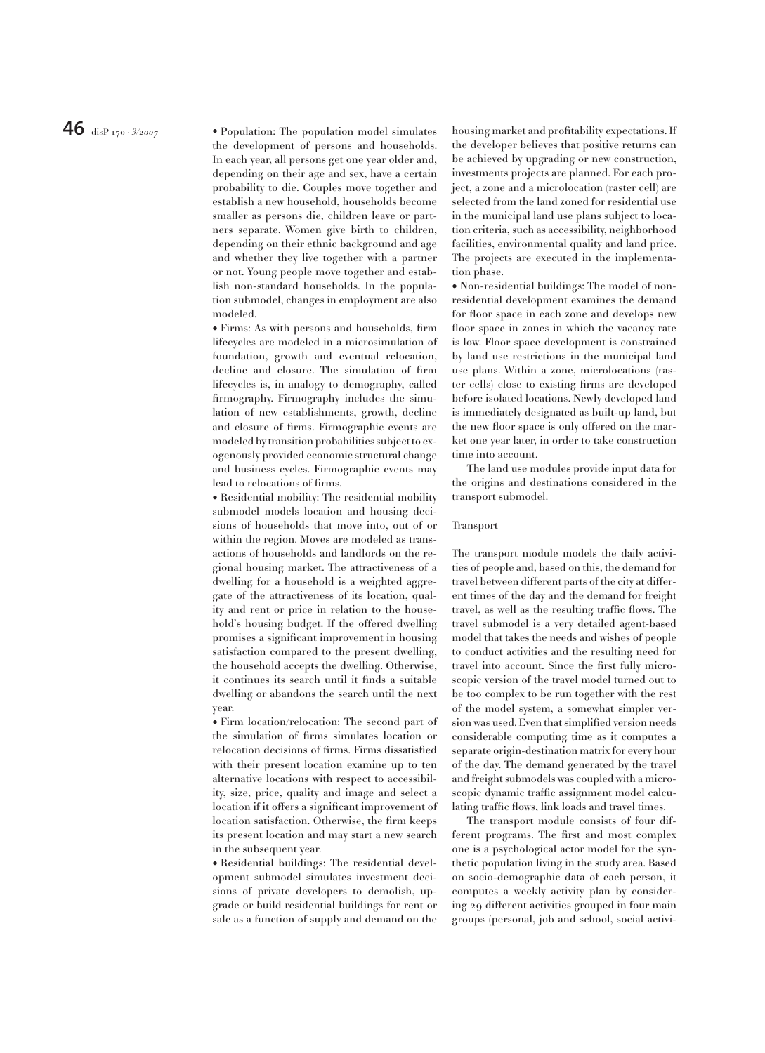- Population: The population model simulates the development of persons and households. In each year, all persons get one year older and, depending on their age and sex, have a certain probability to die. Couples move together and establish a new household, households become smaller as persons die, children leave or partners separate. Women give birth to children, depending on their ethnic background and age and whether they live together with a partner or not. Young people move together and establish non-standard households. In the population submodel, changes in employment are also modeled.
- Firms: As with persons and households, firm lifecycles are modeled in a microsimulation of foundation, growth and eventual relocation, decline and closure. The simulation of firm lifecycles is, in analogy to demography, called firmography. Firmography includes the simulation of new establishments, growth, decline and closure of firms. Firmographic events are modeled by transition probabilities subject to exogenously provided economic structural change and business cycles. Firmographic events may lead to relocations of firms.
- Residential mobility: The residential mobility submodel models location and housing decisions of households that move into, out of or within the region. Moves are modeled as transactions of households and landlords on the regional housing market. The attractiveness of a dwelling for a household is a weighted aggregate of the attractiveness of its location, quality and rent or price in relation to the household's housing budget. If the offered dwelling promises a significant improvement in housing satisfaction compared to the present dwelling, the household accepts the dwelling. Otherwise, it continues its search until it finds a suitable dwelling or abandons the search until the next year.
- Firm location/relocation: The second part of the simulation of firms simulates location or relocation decisions of firms. Firms dissatisfied with their present location examine up to ten alternative locations with respect to accessibility, size, price, quality and image and select a location if it offers a significant improvement of location satisfaction. Otherwise, the firm keeps its present location and may start a new search in the subsequent year.
- Residential buildings: The residential development submodel simulates investment decisions of private developers to demolish, upgrade or build residential buildings for rent or sale as a function of supply and demand on the housing market and profitability expectations. If the developer believes that positive returns can be achieved by upgrading or new construction, investments projects are planned. For each project, a zone and a microlocation (raster cell) are selected from the land zoned for residential use in the municipal land use plans subject to location criteria, such as accessibility, neighborhood facilities, environmental quality and land price. The projects are executed in the implementation phase.
- Non-residential buildings: The model of non-residential development examines the demand for floor space in each zone and develops new floor space in zones in which the vacancy rate is low. Floor space development is constrained by land use restrictions in the municipal land use plans. Within a zone, microlocations (raster cells) close to existing firms are developed before isolated locations. Newly developed land is immediately designated as built-up land, but the new floor space is only offered on the market one year later, in order to take construction time into account.

The land use modules provide input data for the origins and destinations considered in the transport submodel.

### Transport

The transport module models the daily activities of people and, based on this, the demand for travel between different parts of the city at different times of the day and the demand for freight travel, as well as the resulting traffic flows. The travel submodel is a very detailed agent-based model that takes the needs and wishes of people to conduct activities and the resulting need for travel into account. Since the first fully microscopic version of the travel model turned out to be too complex to be run together with the rest of the model system, a somewhat simpler version was used. Even that simplified version needs considerable computing time as it computes a separate origin-destination matrix for every hour of the day. The demand generated by the travel and freight submodels was coupled with a microscopic dynamic traffic assignment model calculating traffic flows, link loads and travel times.

The transport module consists of four different programs. The first and most complex one is a psychological actor model for the synthetic population living in the study area. Based on socio-demographic data of each person, it computes a weekly activity plan by considering 29 different activities grouped in four main groups (personal, job and school, social activi-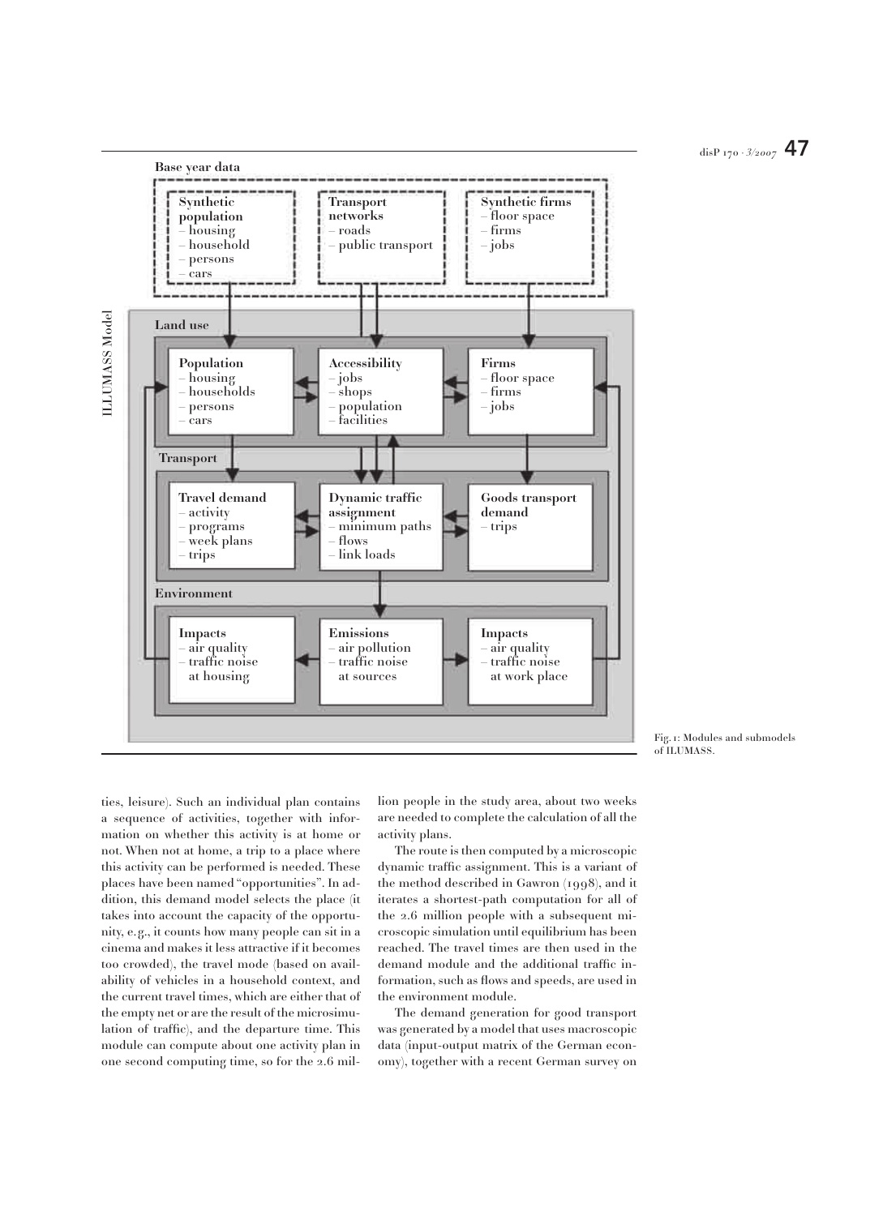Base year data

| Synthetic population | Transport networks | Synthetic firms |
|---|---|---|
| – housing<br>– household<br>– persons<br>– cars | – roads<br>– public transport | – floor space<br>– firms<br>– jobs |

ILUMASS Model

Land use

| Population | Accessibility | Firms |
|---|---|---|
| – housing<br>– households<br>– persons<br>– cars | – jobs<br>– shops<br>– population<br>– facilities | – floor space<br>– firms<br>– jobs |

Transport

| Travel demand | Dynamic traffic assignment | Goods transport demand |
|---|---|---|
| – activity<br>– programs<br>– week plans<br>– trips | – minimum paths<br>– flows<br>– link loads | – trips |

Environment

| Impacts | Emissions | Impacts |
|---|---|---|
| – air quality<br>– traffic noise at housing | – air pollution<br>– traffic noise at sources | – air quality<br>– traffic noise at work place |

Fig. 1: Modules and submodels of ILUMASS.

ties, leisure). Such an individual plan contains a sequence of activities, together with information on whether this activity is at home or not. When not at home, a trip to a place where this activity can be performed is needed. These places have been named "opportunities". In addition, this demand model selects the place (it takes into account the capacity of the opportunity, e.g., it counts how many people can sit in a cinema and makes it less attractive if it becomes too crowded), the travel mode (based on availability of vehicles in a household context, and the current travel times, which are either that of the empty net or are the result of the microsimulation of traffic), and the departure time. This module can compute about one activity plan in one second computing time, so for the 2.6 million people in the study area, about two weeks are needed to complete the calculation of all the activity plans.

The route is then computed by a microscopic dynamic traffic assignment. This is a variant of the method described in Gawron (1998), and it iterates a shortest-path computation for all of the 2.6 million people with a subsequent microscopic simulation until equilibrium has been reached. The travel times are then used in the demand module and the additional traffic information, such as flows and speeds, are used in the environment module.

The demand generation for good transport was generated by a model that uses macroscopic data (input-output matrix of the German economy), together with a recent German survey on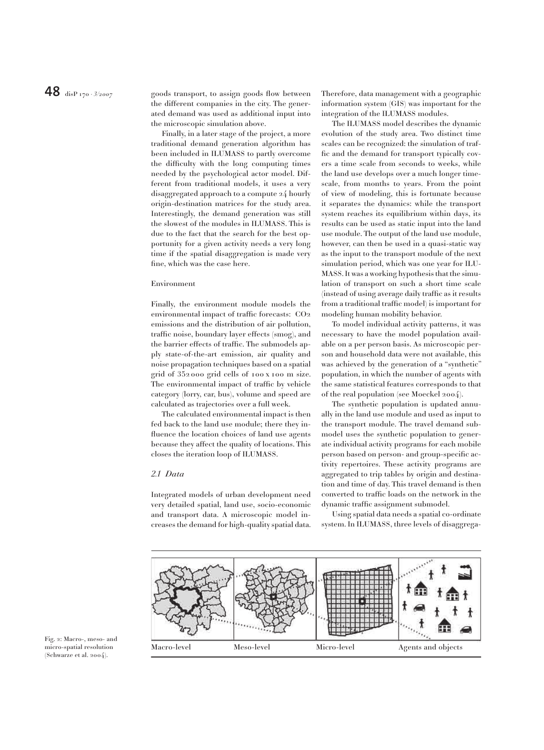goods transport, to assign goods flow between the different companies in the city. The generated demand was used as additional input into the microscopic simulation above.

Finally, in a later stage of the project, a more traditional demand generation algorithm has been included in ILUMASS to partly overcome the difficulty with the long computing times needed by the psychological actor model. Different from traditional models, it uses a very disaggregated approach to a compute 24 hourly origin-destination matrices for the study area. Interestingly, the demand generation was still the slowest of the modules in ILUMASS. This is due to the fact that the search for the best opportunity for a given activity needs a very long time if the spatial disaggregation is made very fine, which was the case here.

Environment

Finally, the environment module models the environmental impact of traffic forecasts: $CO_2$ emissions and the distribution of air pollution, traffic noise, boundary layer effects (smog), and the barrier effects of traffic. The submodels apply state-of-the-art emission, air quality and noise propagation techniques based on a spatial grid of 352 000 grid cells of 100 x 100 m size. The environmental impact of traffic by vehicle category (lorry, car, bus), volume and speed are calculated as trajectories over a full week.

The calculated environmental impact is then fed back to the land use module; there they influence the location choices of land use agents because they affect the quality of locations. This closes the iteration loop of ILUMASS.

### *2.1 Data*

Integrated models of urban development need very detailed spatial, land use, socio-economic and transport data. A microscopic model increases the demand for high-quality spatial data. Therefore, data management with a geographic information system (GIS) was important for the integration of the ILUMASS modules.

The ILUMASS model describes the dynamic evolution of the study area. Two distinct time scales can be recognized: the simulation of traffic and the demand for transport typically covers a time scale from seconds to weeks, while the land use develops over a much longer timescale, from months to years. From the point of view of modeling, this is fortunate because it separates the dynamics: while the transport system reaches its equilibrium within days, its results can be used as static input into the land use module. The output of the land use module, however, can then be used in a quasi-static way as the input to the transport module of the next simulation period, which was one year for ILUMASS. It was a working hypothesis that the simulation of transport on such a short time scale (instead of using average daily traffic as it results from a traditional traffic model) is important for modeling human mobility behavior.

To model individual activity patterns, it was necessary to have the model population available on a per person basis. As microscopic person and household data were not available, this was achieved by the generation of a "synthetic" population, in which the number of agents with the same statistical features corresponds to that of the real population (see Moeckel 2004).

The synthetic population is updated annually in the land use module and used as input to the transport module. The travel demand submodel uses the synthetic population to generate individual activity programs for each mobile person based on person- and group-specific activity repertoires. These activity programs are aggregated to trip tables by origin and destination and time of day. This travel demand is then converted to traffic loads on the network in the dynamic traffic assignment submodel.

Using spatial data needs a spatial co-ordinate system. In ILUMASS, three levels of disaggrega-

Macro-level Meso-level Micro-level Agents and objects

Fig. 2: Macro-, meso- and micro-spatial resolution (Schwarze et al. 2004).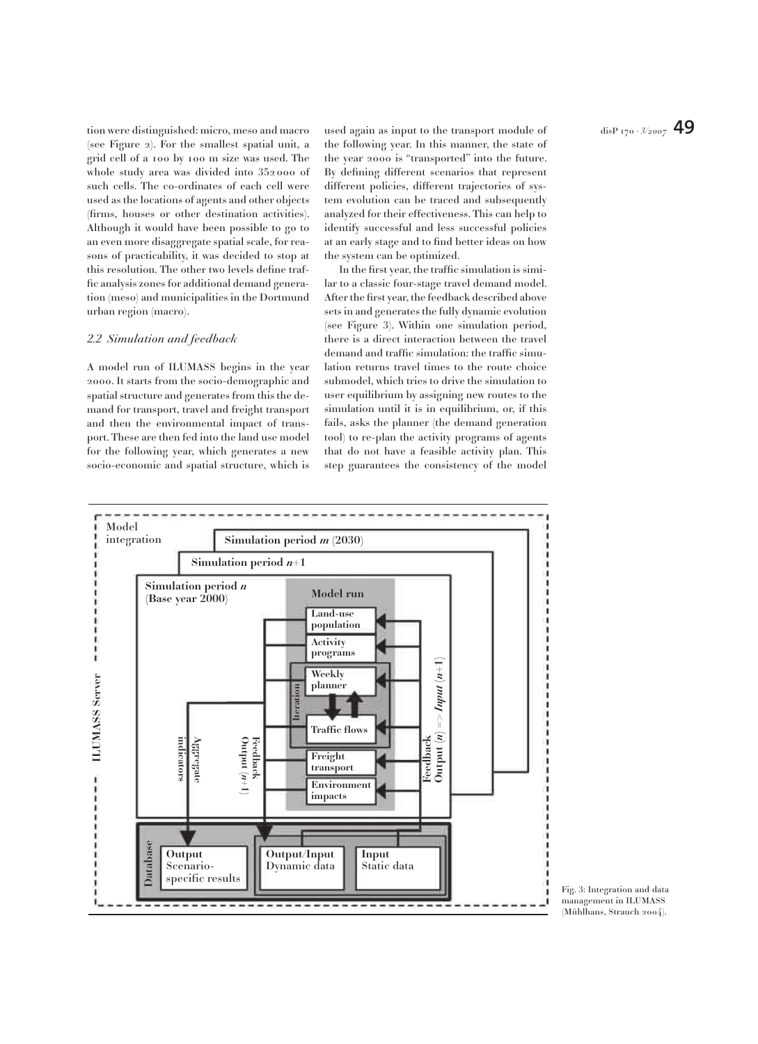tion were distinguished: micro, meso and macro (see Figure 2). For the smallest spatial unit, a grid cell of a 100 by 100 m size was used. The whole study area was divided into 352 000 of such cells. The co-ordinates of each cell were used as the locations of agents and other objects (firms, houses or other destination activities). Although it would have been possible to go to an even more disaggregate spatial scale, for reasons of practicability, it was decided to stop at this resolution. The other two levels define traffic analysis zones for additional demand generation (meso) and municipalities in the Dortmund urban region (macro).

### *2.2 Simulation and feedback*

A model run of ILUMASS begins in the year 2000. It starts from the socio-demographic and spatial structure and generates from this the demand for transport, travel and freight transport and then the environmental impact of transport. These are then fed into the land use model for the following year, which generates a new socio-economic and spatial structure, which is used again as input to the transport module of the following year. In this manner, the state of the year 2000 is "transported" into the future. By defining different scenarios that represent different policies, different trajectories of system evolution can be traced and subsequently analyzed for their effectiveness. This can help to identify successful and less successful policies at an early stage and to find better ideas on how the system can be optimized.

In the first year, the traffic simulation is similar to a classic four-stage travel demand model. After the first year, the feedback described above sets in and generates the fully dynamic evolution (see Figure 3). Within one simulation period, there is a direct interaction between the travel demand and traffic simulation: the traffic simulation returns travel times to the route choice submodel, which tries to drive the simulation to user equilibrium by assigning new routes to the simulation until it is in equilibrium, or, if this fails, asks the planner (the demand generation tool) to re-plan the activity programs of agents that do not have a feasible activity plan. This step guarantees the consistency of the model

Fig. 3: Integration and data management in ILUMASS (Mühlhans, Strauch 2004).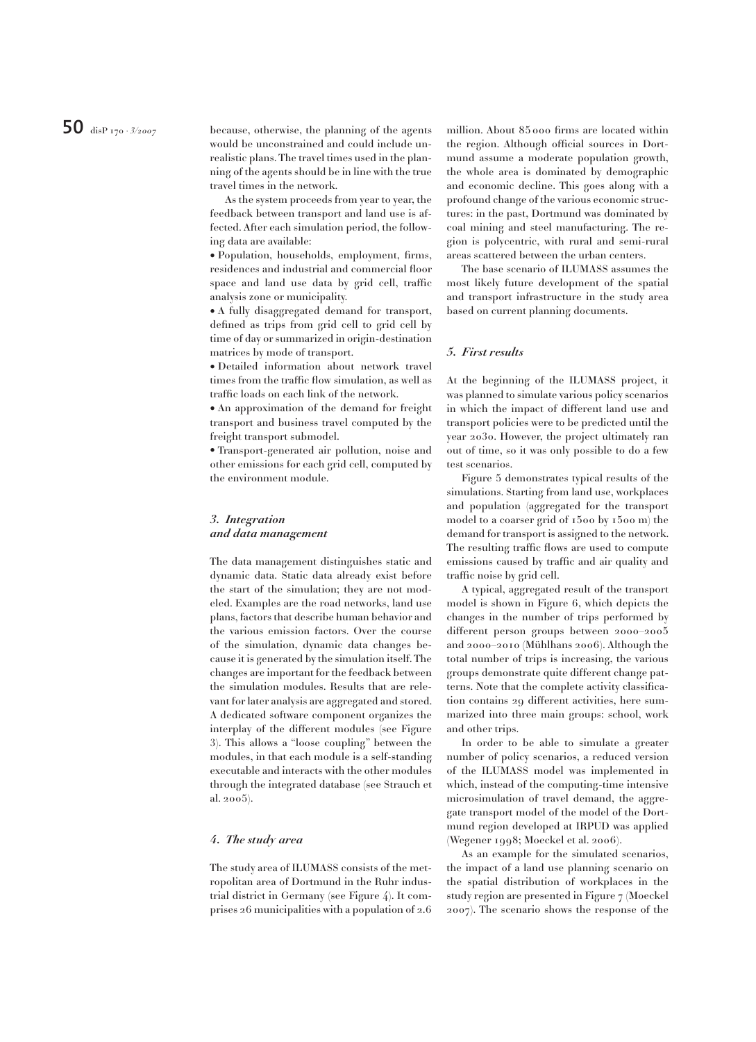because, otherwise, the planning of the agents would be unconstrained and could include unrealistic plans. The travel times used in the planning of the agents should be in line with the true travel times in the network.

As the system proceeds from year to year, the feedback between transport and land use is affected. After each simulation period, the following data are available:

- Population, households, employment, firms, residences and industrial and commercial floor space and land use data by grid cell, traffic analysis zone or municipality.
- A fully disaggregated demand for transport, defined as trips from grid cell to grid cell by time of day or summarized in origin-destination matrices by mode of transport.
- Detailed information about network travel times from the traffic flow simulation, as well as traffic loads on each link of the network.
- An approximation of the demand for freight transport and business travel computed by the freight transport submodel.
- Transport-generated air pollution, noise and other emissions for each grid cell, computed by the environment module.

### *3. Integration and data management*

The data management distinguishes static and dynamic data. Static data already exist before the start of the simulation; they are not modeled. Examples are the road networks, land use plans, factors that describe human behavior and the various emission factors. Over the course of the simulation, dynamic data changes because it is generated by the simulation itself. The changes are important for the feedback between the simulation modules. Results that are relevant for later analysis are aggregated and stored. A dedicated software component organizes the interplay of the different modules (see Figure 3). This allows a "loose coupling" between the modules, in that each module is a self-standing executable and interacts with the other modules through the integrated database (see Strauch et al. 2005).

### *4. The study area*

The study area of ILUMASS consists of the metropolitan area of Dortmund in the Ruhr industrial district in Germany (see Figure 4). It comprises 26 municipalities with a population of 2.6 million. About 85 000 firms are located within the region. Although official sources in Dortmund assume a moderate population growth, the whole area is dominated by demographic and economic decline. This goes along with a profound change of the various economic structures: in the past, Dortmund was dominated by coal mining and steel manufacturing. The region is polycentric, with rural and semi-rural areas scattered between the urban centers.

The base scenario of ILUMASS assumes the most likely future development of the spatial and transport infrastructure in the study area based on current planning documents.

### *5. First results*

At the beginning of the ILUMASS project, it was planned to simulate various policy scenarios in which the impact of different land use and transport policies were to be predicted until the year 2030. However, the project ultimately ran out of time, so it was only possible to do a few test scenarios.

Figure 5 demonstrates typical results of the simulations. Starting from land use, workplaces and population (aggregated for the transport model to a coarser grid of 1500 by 1500 m) the demand for transport is assigned to the network. The resulting traffic flows are used to compute emissions caused by traffic and air quality and traffic noise by grid cell.

A typical, aggregated result of the transport model is shown in Figure 6, which depicts the changes in the number of trips performed by different person groups between 2000–2005 and 2000–2010 (Mühlhans 2006). Although the total number of trips is increasing, the various groups demonstrate quite different change patterns. Note that the complete activity classification contains 29 different activities, here summarized into three main groups: school, work and other trips.

In order to be able to simulate a greater number of policy scenarios, a reduced version of the ILUMASS model was implemented in which, instead of the computing-time intensive microsimulation of travel demand, the aggregate transport model of the model of the Dortmund region developed at IRPUD was applied (Wegener 1998; Moeckel et al. 2006).

As an example for the simulated scenarios, the impact of a land use planning scenario on the spatial distribution of workplaces in the study region are presented in Figure 7 (Moeckel 2007). The scenario shows the response of the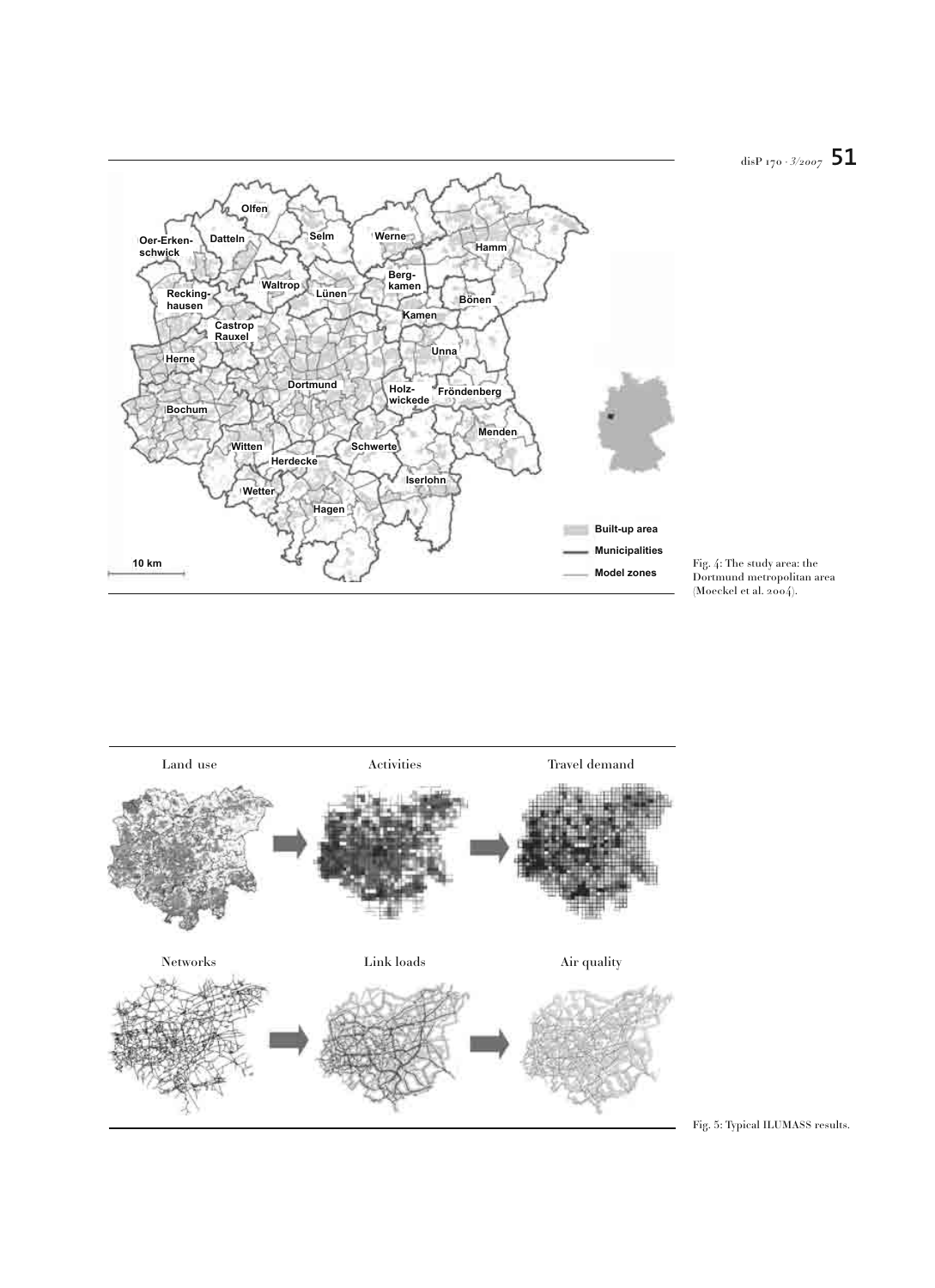Fig. 4: The study area: the Dortmund metropolitan area (Moeckel et al. 2004).

Fig. 5: Typical ILUMASS results.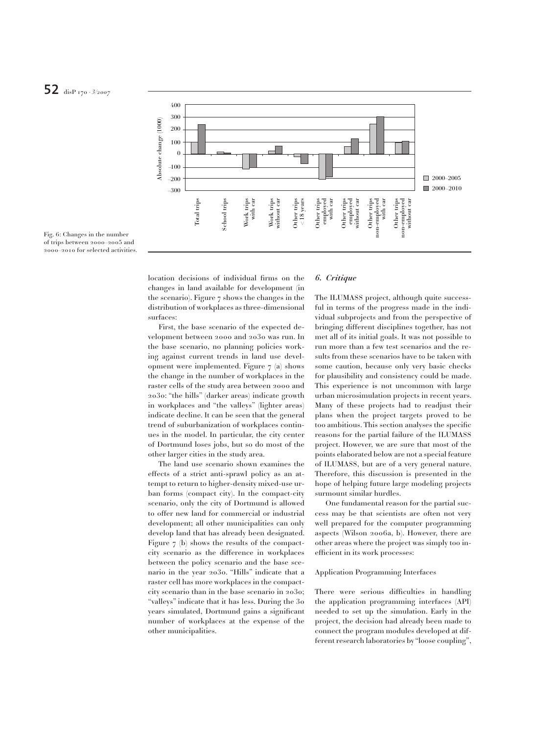Fig. 6: Changes in the number of trips between 2000–2005 and 2000–2010 for selected activities.

location decisions of individual firms on the changes in land available for development (in the scenario). Figure 7 shows the changes in the distribution of workplaces as three-dimensional surfaces:

First, the base scenario of the expected development between 2000 and 2030 was run. In the base scenario, no planning policies working against current trends in land use development were implemented. Figure 7 (a) shows the change in the number of workplaces in the raster cells of the study area between 2000 and 2030: "the hills" (darker areas) indicate growth in workplaces and "the valleys" (lighter areas) indicate decline. It can be seen that the general trend of suburbanization of workplaces continues in the model. In particular, the city center of Dortmund loses jobs, but so do most of the other larger cities in the study area.

The land use scenario shown examines the effects of a strict anti-sprawl policy as an attempt to return to higher-density mixed-use urban forms (compact city). In the compact-city scenario, only the city of Dortmund is allowed to offer new land for commercial or industrial development; all other municipalities can only develop land that has already been designated. Figure 7 (b) shows the results of the compact-city scenario as the difference in workplaces between the policy scenario and the base scenario in the year 2030. "Hills" indicate that a raster cell has more workplaces in the compact-city scenario than in the base scenario in 2030; "valleys" indicate that it has less. During the 30 years simulated, Dortmund gains a significant number of workplaces at the expense of the other municipalities.

## 6. Critique

The ILUMASS project, although quite successful in terms of the progress made in the individual subprojects and from the perspective of bringing different disciplines together, has not met all of its initial goals. It was not possible to run more than a few test scenarios and the results from these scenarios have to be taken with some caution, because only very basic checks for plausibility and consistency could be made. This experience is not uncommon with large urban microsimulation projects in recent years. Many of these projects had to readjust their plans when the project targets proved to be too ambitious. This section analyses the specific reasons for the partial failure of the ILUMASS project. However, we are sure that most of the points elaborated below are not a special feature of ILUMASS, but are of a very general nature. Therefore, this discussion is presented in the hope of helping future large modeling projects surmount similar hurdles.

One fundamental reason for the partial success may be that scientists are often not very well prepared for the computer programming aspects (Wilson 2006a, b). However, there are other areas where the project was simply too inefficient in its work processes:

### Application Programming Interfaces

There were serious difficulties in handling the application programming interfaces (API) needed to set up the simulation. Early in the project, the decision had already been made to connect the program modules developed at different research laboratories by "loose coupling",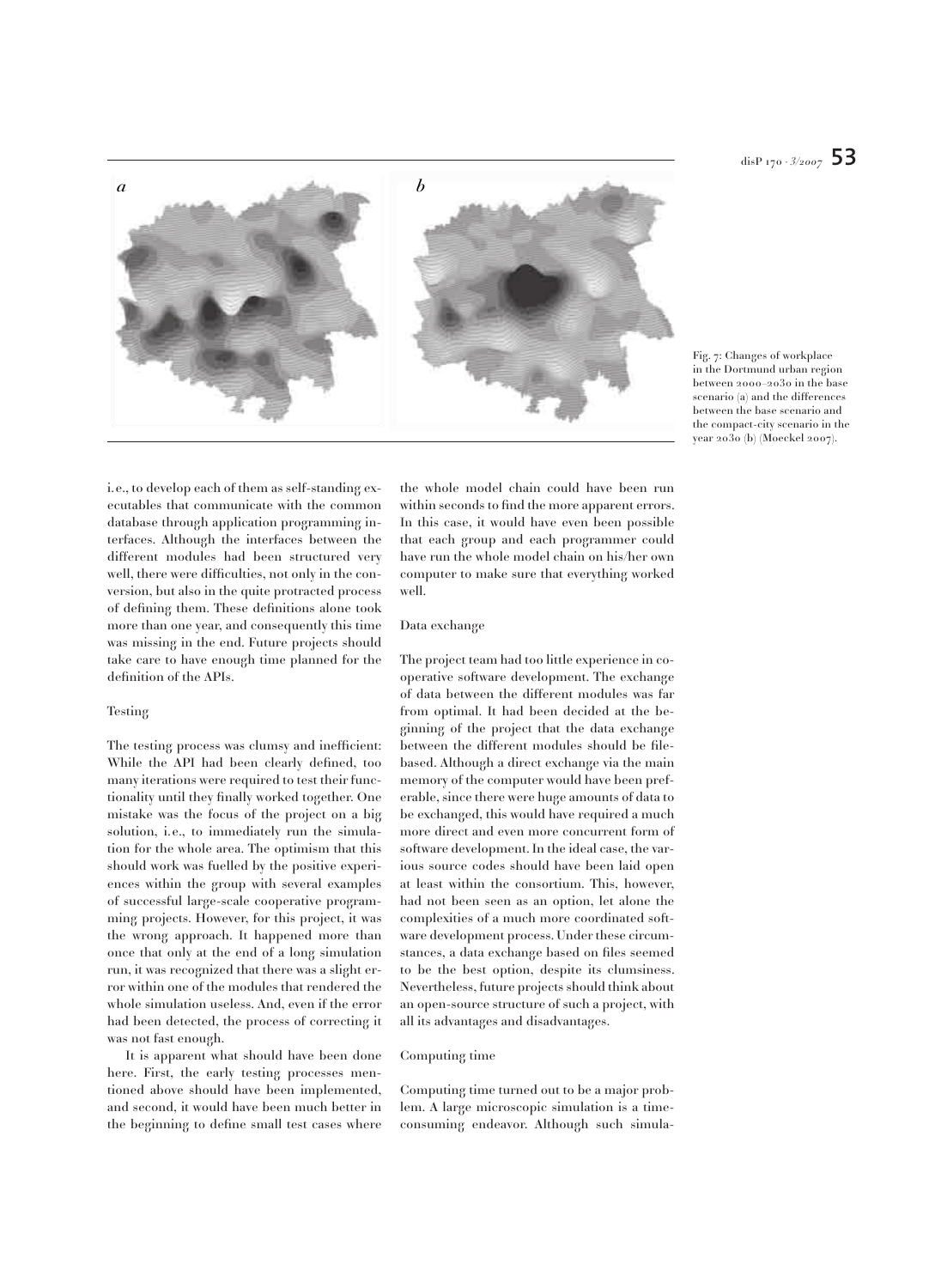Fig. 7: Changes of workplace in the Dortmund urban region between 2000–2030 in the base scenario (a) and the differences between the base scenario and the compact-city scenario in the year 2030 (b) (Moeckel 2007).

i.e., to develop each of them as self-standing executables that communicate with the common database through application programming interfaces. Although the interfaces between the different modules had been structured very well, there were difficulties, not only in the conversion, but also in the quite protracted process of defining them. These definitions alone took more than one year, and consequently this time was missing in the end. Future projects should take care to have enough time planned for the definition of the APIs.

### Testing

The testing process was clumsy and inefficient: While the API had been clearly defined, too many iterations were required to test their functionality until they finally worked together. One mistake was the focus of the project on a big solution, i.e., to immediately run the simulation for the whole area. The optimism that this should work was fuelled by the positive experiences within the group with several examples of successful large-scale cooperative programming projects. However, for this project, it was the wrong approach. It happened more than once that only at the end of a long simulation run, it was recognized that there was a slight error within one of the modules that rendered the whole simulation useless. And, even if the error had been detected, the process of correcting it was not fast enough.

It is apparent what should have been done here. First, the early testing processes mentioned above should have been implemented, and second, it would have been much better in the beginning to define small test cases where the whole model chain could have been run within seconds to find the more apparent errors. In this case, it would have even been possible that each group and each programmer could have run the whole model chain on his/her own computer to make sure that everything worked well.

### Data exchange

The project team had too little experience in cooperative software development. The exchange of data between the different modules was far from optimal. It had been decided at the beginning of the project that the data exchange between the different modules should be file-based. Although a direct exchange via the main memory of the computer would have been preferable, since there were huge amounts of data to be exchanged, this would have required a much more direct and even more concurrent form of software development. In the ideal case, the various source codes should have been laid open at least within the consortium. This, however, had not been seen as an option, let alone the complexities of a much more coordinated software development process. Under these circumstances, a data exchange based on files seemed to be the best option, despite its clumsiness. Nevertheless, future projects should think about an open-source structure of such a project, with all its advantages and disadvantages.

### Computing time

Computing time turned out to be a major problem. A large microscopic simulation is a time-consuming endeavor. Although such simula-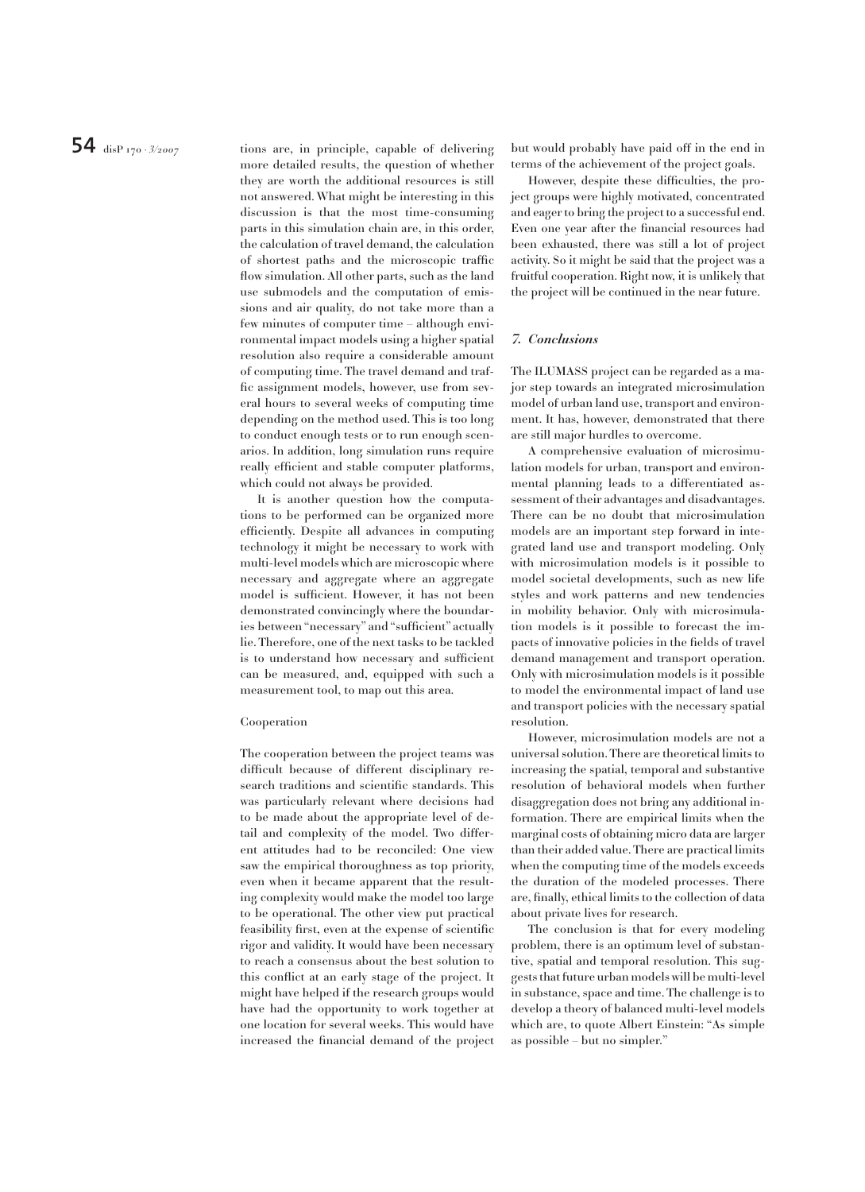tions are, in principle, capable of delivering more detailed results, the question of whether they are worth the additional resources is still not answered. What might be interesting in this discussion is that the most time-consuming parts in this simulation chain are, in this order, the calculation of travel demand, the calculation of shortest paths and the microscopic traffic flow simulation. All other parts, such as the land use submodels and the computation of emissions and air quality, do not take more than a few minutes of computer time – although environmental impact models using a higher spatial resolution also require a considerable amount of computing time. The travel demand and traffic assignment models, however, use from several hours to several weeks of computing time depending on the method used. This is too long to conduct enough tests or to run enough scenarios. In addition, long simulation runs require really efficient and stable computer platforms, which could not always be provided.

It is another question how the computations to be performed can be organized more efficiently. Despite all advances in computing technology it might be necessary to work with multi-level models which are microscopic where necessary and aggregate where an aggregate model is sufficient. However, it has not been demonstrated convincingly where the boundaries between "necessary" and "sufficient" actually lie. Therefore, one of the next tasks to be tackled is to understand how necessary and sufficient can be measured, and, equipped with such a measurement tool, to map out this area.

Cooperation

The cooperation between the project teams was difficult because of different disciplinary research traditions and scientific standards. This was particularly relevant where decisions had to be made about the appropriate level of detail and complexity of the model. Two different attitudes had to be reconciled: One view saw the empirical thoroughness as top priority, even when it became apparent that the resulting complexity would make the model too large to be operational. The other view put practical feasibility first, even at the expense of scientific rigor and validity. It would have been necessary to reach a consensus about the best solution to this conflict at an early stage of the project. It might have helped if the research groups would have had the opportunity to work together at one location for several weeks. This would have increased the financial demand of the project but would probably have paid off in the end in terms of the achievement of the project goals.

However, despite these difficulties, the project groups were highly motivated, concentrated and eager to bring the project to a successful end. Even one year after the financial resources had been exhausted, there was still a lot of project activity. So it might be said that the project was a fruitful cooperation. Right now, it is unlikely that the project will be continued in the near future.

## *7. Conclusions*

The ILUMASS project can be regarded as a major step towards an integrated microsimulation model of urban land use, transport and environment. It has, however, demonstrated that there are still major hurdles to overcome.

A comprehensive evaluation of microsimulation models for urban, transport and environmental planning leads to a differentiated assessment of their advantages and disadvantages. There can be no doubt that microsimulation models are an important step forward in integrated land use and transport modeling. Only with microsimulation models is it possible to model societal developments, such as new life styles and work patterns and new tendencies in mobility behavior. Only with microsimulation models is it possible to forecast the impacts of innovative policies in the fields of travel demand management and transport operation. Only with microsimulation models is it possible to model the environmental impact of land use and transport policies with the necessary spatial resolution.

However, microsimulation models are not a universal solution. There are theoretical limits to increasing the spatial, temporal and substantive resolution of behavioral models when further disaggregation does not bring any additional information. There are empirical limits when the marginal costs of obtaining micro data are larger than their added value. There are practical limits when the computing time of the models exceeds the duration of the modeled processes. There are, finally, ethical limits to the collection of data about private lives for research.

The conclusion is that for every modeling problem, there is an optimum level of substantive, spatial and temporal resolution. This suggests that future urban models will be multi-level in substance, space and time. The challenge is to develop a theory of balanced multi-level models which are, to quote Albert Einstein: "As simple as possible – but no simpler."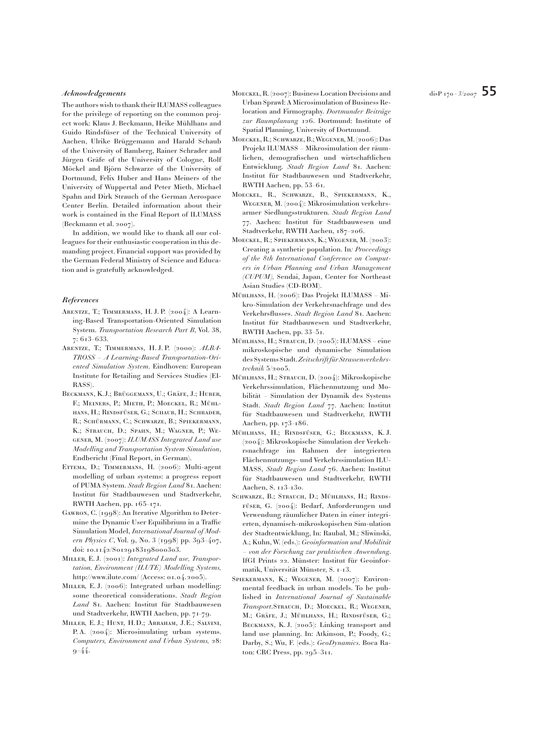### *Acknowledgements*

The authors wish to thank their ILUMASS colleagues for the privilege of reporting on the common project work: Klaus J. Beckmann, Heike Mühlhans and Guido Rindsfüser of the Technical University of Aachen, Ulrike Brüggemann and Harald Schaub of the University of Bamberg, Rainer Schrader and Jürgen Gräfe of the University of Cologne, Rolf Möckel and Björn Schwarze of the University of Dortmund, Felix Huber and Hans Meiners of the University of Wuppertal and Peter Mieth, Michael Spahn and Dirk Strauch of the German Aerospace Center Berlin. Detailed information about their work is contained in the Final Report of ILUMASS (Beckmann et al. 2007).

In addition, we would like to thank all our colleagues for their enthusiastic cooperation in this demanding project. Financial support was provided by the German Federal Ministry of Science and Education and is gratefully acknowledged.

### *References*

Arentze, T.; Timmermans, H. J. P. (2004): A Learning-Based Transportation-Oriented Simulation System. *Transportation Research Part B*, Vol. 38, 7: 613–633.

Arentze, T.; Timmermans, H. J. P. (2000): *ALBATROSS – A Learning-Based Transportation-Oriented Simulation System*. Eindhoven: European Institute for Retailing and Services Studies (EIRASS).

Beckmann, K. J.; Brüggemann, U.; Gräfe, J.; Huber, F.; Meiners, P.; Mieth, P.; Moeckel, R.; Mühlhans, H.; Rindsfüser, G.; Schaub, H.; Schrader, R.; Schürmann, C.; Schwarze, B.; Spiekermann, K.; Strauch, D.; Spahn, M.; Wagner, P.; Wegener, M. (2007): *ILUMASS Integrated Land use Modelling and Transportation System Simulation*, Endbericht (Final Report, in German).

Ettema, D.; Timmermans, H. (2006): Multi-agent modelling of urban systems: a progress report of PUMA System. *Stadt Region Land* 81. Aachen: Institut für Stadtbauwesen und Stadtverkehr, RWTH Aachen, pp. 165–171.

Gawron, C. (1998): An Iterative Algorithm to Determine the Dynamic User Equilibrium in a Traffic Simulation Model, *International Journal of Modern Physics C*, Vol. 9, No. 3 (1998) pp. 393–407, doi: 10.1142/S0129183198000303.

Miller, E. J. (2001): *Integrated Land use, Transportation, Environment (ILUTE) Modelling Systems*, http://www.ilute.com/ (Access: 01.04.2005).

Miller, E. J. (2006): Integrated urban modelling: some theoretical considerations. *Stadt Region Land* 81. Aachen: Institut für Stadtbauwesen und Stadtverkehr, RWTH Aachen, pp. 71–79.

Miller, E. J.; Hunt, H. D.; Abraham, J. E.; Salvini, P. A. (2004): Microsimulating urban systems. *Computers, Environment and Urban Systems*, 28: 9–44.

Moeckel, R. (2007): Business Location Decisions and Urban Sprawl: A Microsimulation of Business Relocation and Firmography. *Dortmunder Beiträge zur Raumplanung* 126. Dortmund: Institute of Spatial Planning, University of Dortmund.

Moeckel, R.; Schwarze, B.; Wegener, M. (2006): Das Projekt ILUMASS – Mikrosimulation der räumlichen, demografischen und wirtschaftlichen Entwicklung. *Stadt Region Land* 81. Aachen: Institut für Stadtbauwesen und Stadtverkehr, RWTH Aachen, pp. 53–61.

Moeckel, R., Schwarze, B., Spiekermann, K., Wegener, M. (2004): Mikrosimulation verkehrsarmer Siedlungsstrukturen. *Stadt Region Land* 77. Aachen: Institut für Stadtbauwesen und Stadtverkehr, RWTH Aachen, 187–206.

Moeckel, R.; Spiekermann, K.; Wegener, M. (2003): Creating a synthetic population. In*: Proceedings of the 8th International Conference on Computers in Urban Planning and Urban Management (CUPUM)*, Sendai, Japan, Center for Northeast Asian Studies (CD-ROM).

Mühlhans, H. (2006): Das Projekt ILUMASS – Mikro-Simulation der Verkehrsnachfrage und des Verkehrsflusses. *Stadt Region Land* 81. Aachen: Institut für Stadtbauwesen und Stadtverkehr, RWTH Aachen, pp. 33–51.

Mühlhans, H.; Strauch, D. (2005): ILUMASS – eine mikroskopische und dynamische Simulation des Systems Stadt. *Zeitschrift für Strassenverkehrstechnik* 5/2005.

Mühlhans, H.; Strauch, D. (2004): Mikroskopische Verkehrssimulation, Flächennutzung und Mobilität – Simulation der Dynamik des Systems Stadt. *Stadt Region Land* 77. Aachen: Institut für Stadtbauwesen und Stadtverkehr, RWTH Aachen, pp. 173–186.

Mühlhans, H.; Rindsfüser, G.; Beckmann, K. J. (2004): Mikroskopische Simulation der Verkehrsnachfrage im Rahmen der integrierten Flächennutzungs- und Verkehrssimulation ILUMASS, *Stadt Region Land* 76. Aachen: Institut für Stadtbauwesen und Stadtverkehr, RWTH Aachen, S. 113–130.

Schwarze, B.; Strauch, D.; Mühlhans, H.; Rindsfüser, G. (2004): Bedarf, Anforderungen und Verwendung räumlicher Daten in einer integrierten, dynamisch-mikroskopischen Sim-ulation der Stadtentwicklung, In: Raubal, M.; Sliwinski, A.; Kuhn, W. (eds.): *Geoinformation und Mobilität – von der Forschung zur praktischen Anwendung*. IfGI Prints 22. Münster: Institut für Geoinformatik, Universität Münster, S. 1–13.

Spiekermann, K.; Wegener, M. (2007): Environmental feedback in urban models. To be published in *International Journal of Sustainable Transport*.

Strauch, D.; Moeckel, R.; Wegener, M.; Gräfe, J.; Mühlhans, H.; Rindsfüser, G.; Beckmann, K. J. (2005): Linking transport and land use planning. In: Atkinson, P.; Foody, G.; Darby, S.; Wu, F. (eds.): *GeoDynamics*. Boca Raton: CRC Press, pp. 295–311.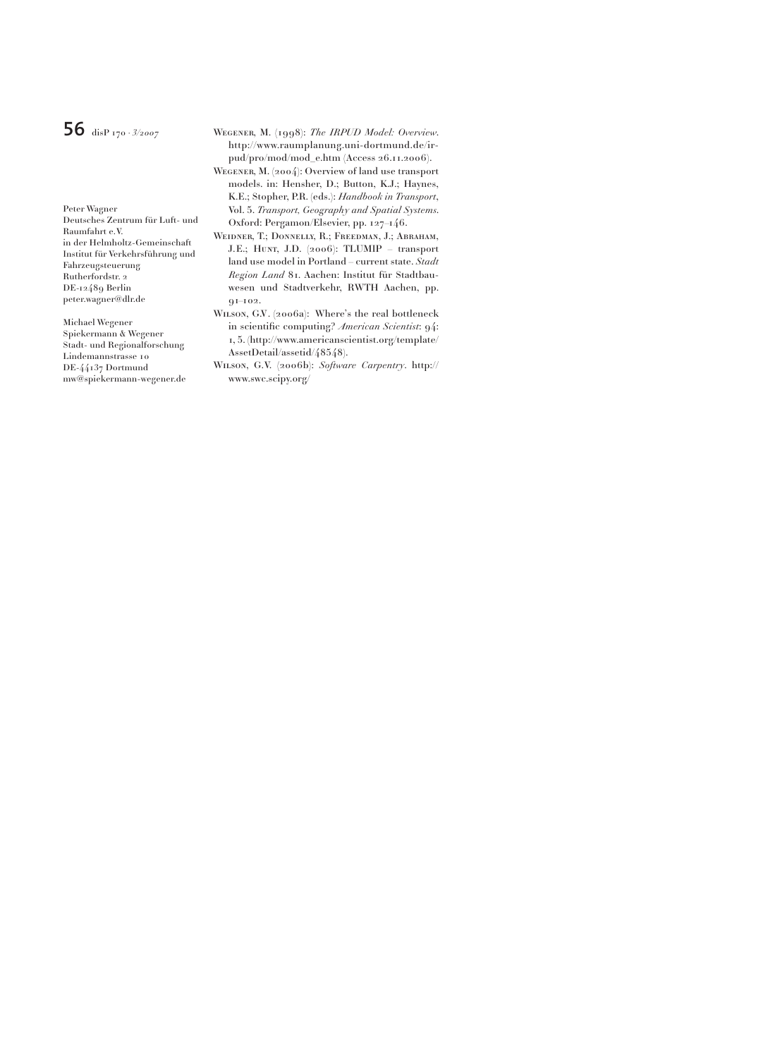Wegener, M. (1998): *The IRPUD Model: Overview*. http://www.raumplanung.uni-dortmund.de/irpud/pro/mod/mod_e.htm (Access 26.11.2006).

Wegener, M. (2004): Overview of land use transport models. in: Hensher, D.; Button, K.J.; Haynes, K.E.; Stopher, P.R. (eds.): *Handbook in Transport*, Vol. 5. *Transport, Geography and Spatial Systems*. Oxford: Pergamon/Elsevier, pp. 127–146.

Weidner, T.; Donnelly, R.; Freedman, J.; Abraham, J.E.; Hunt, J.D. (2006): TLUMIP – transport land use model in Portland – current state. *Stadt Region Land* 81. Aachen: Institut für Stadtbauwesen und Stadtverkehr, RWTH Aachen, pp. 91–102.

Wilson, G.V. (2006a): Where's the real bottleneck in scientific computing? *American Scientist*: 94: 1, 5. (http://www.americanscientist.org/template/AssetDetail/assetid/48548).

Wilson, G.V. (2006b): *Software Carpentry*. http://www.swc.scipy.org/

Peter Wagner
Deutsches Zentrum für Luft- und Raumfahrt e.V.
in der Helmholtz-Gemeinschaft
Institut für Verkehrsführung und Fahrzeugsteuerung
Rutherfordstr. 2
DE-12489 Berlin
peter.wagner@dlr.de

Michael Wegener
Spiekermann & Wegener
Stadt- und Regionalforschung
Lindemannstrasse 10
DE-44137 Dortmund
mw@spiekermann-wegener.de